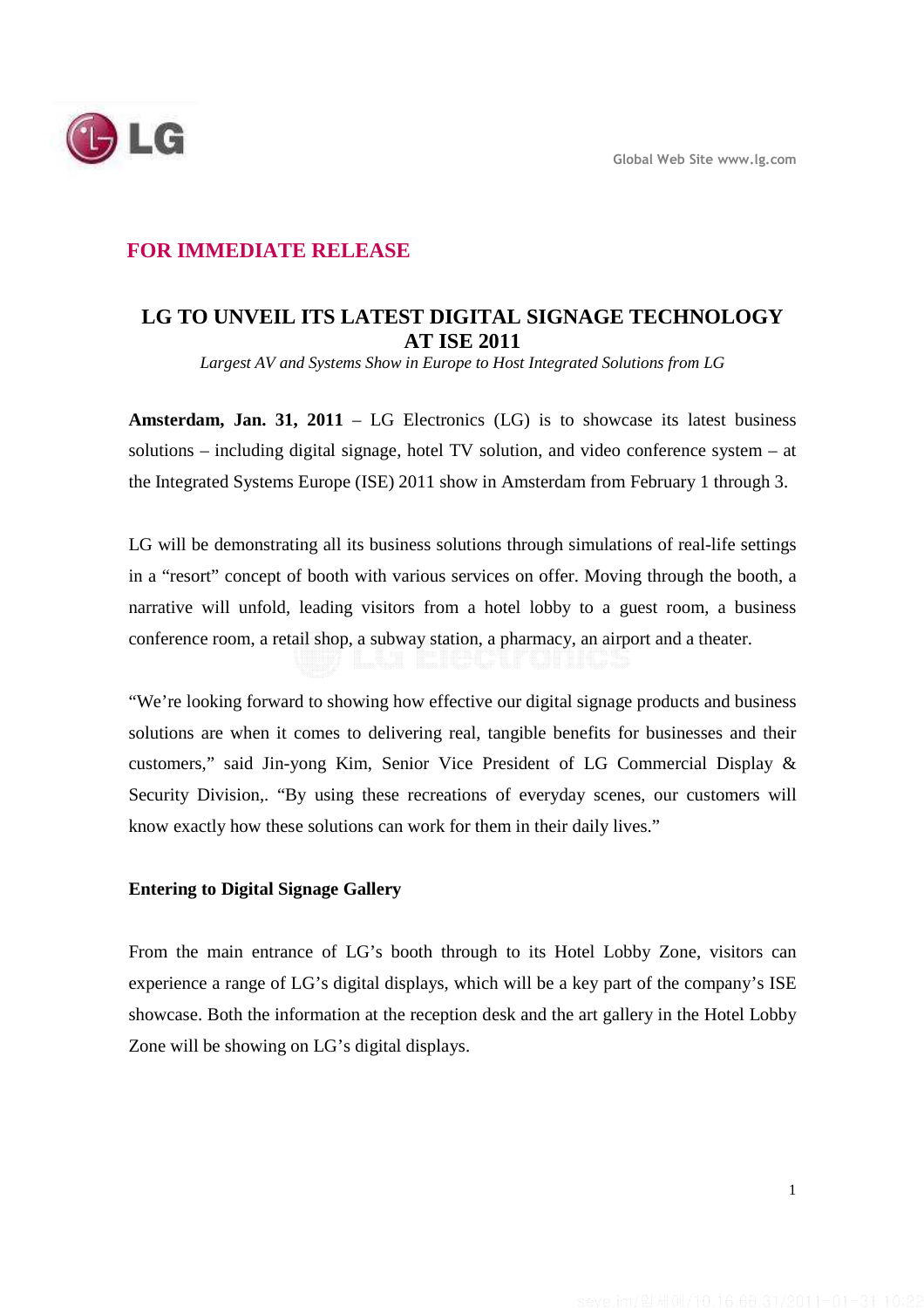Global Web Site www.lg.com

**FOR IMMEDIATE RELEASE**

# LG TO UNVEIL ITS LATEST DIGITAL SIGNAGE TECHNOLOGY AT ISE 2011

*Largest AV and Systems Show in Europe to Host Integrated Solutions from LG*

**Amsterdam, Jan. 31, 2011** – LG Electronics (LG) is to showcase its latest business solutions – including digital signage, hotel TV solution, and video conference system – at the Integrated Systems Europe (ISE) 2011 show in Amsterdam from February 1 through 3.

LG will be demonstrating all its business solutions through simulations of real-life settings in a "resort" concept of booth with various services on offer. Moving through the booth, a narrative will unfold, leading visitors from a hotel lobby to a guest room, a business conference room, a retail shop, a subway station, a pharmacy, an airport and a theater.

"We're looking forward to showing how effective our digital signage products and business solutions are when it comes to delivering real, tangible benefits for businesses and their customers," said Jin-yong Kim, Senior Vice President of LG Commercial Display & Security Division,. "By using these recreations of everyday scenes, our customers will know exactly how these solutions can work for them in their daily lives."

**Entering to Digital Signage Gallery**

From the main entrance of LG's booth through to its Hotel Lobby Zone, visitors can experience a range of LG's digital displays, which will be a key part of the company's ISE showcase. Both the information at the reception desk and the art gallery in the Hotel Lobby Zone will be showing on LG's digital displays.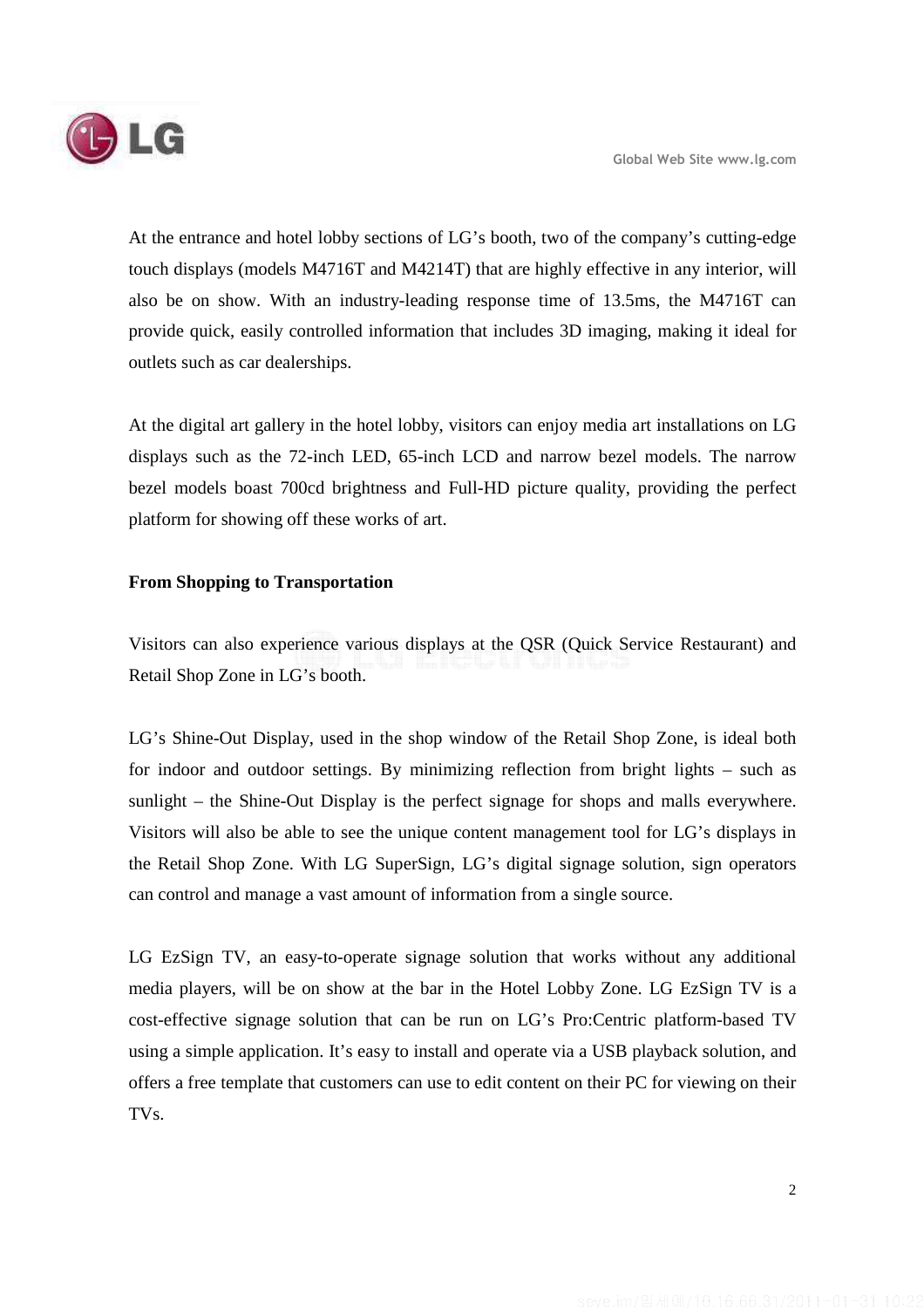At the entrance and hotel lobby sections of LG's booth, two of the company's cutting-edge touch displays (models M4716T and M4214T) that are highly effective in any interior, will also be on show. With an industry-leading response time of 13.5ms, the M4716T can provide quick, easily controlled information that includes 3D imaging, making it ideal for outlets such as car dealerships.

At the digital art gallery in the hotel lobby, visitors can enjoy media art installations on LG displays such as the 72-inch LED, 65-inch LCD and narrow bezel models. The narrow bezel models boast 700cd brightness and Full-HD picture quality, providing the perfect platform for showing off these works of art.

**From Shopping to Transportation**

Visitors can also experience various displays at the QSR (Quick Service Restaurant) and Retail Shop Zone in LG's booth.

LG's Shine-Out Display, used in the shop window of the Retail Shop Zone, is ideal both for indoor and outdoor settings. By minimizing reflection from bright lights – such as sunlight – the Shine-Out Display is the perfect signage for shops and malls everywhere. Visitors will also be able to see the unique content management tool for LG's displays in the Retail Shop Zone. With LG SuperSign, LG's digital signage solution, sign operators can control and manage a vast amount of information from a single source.

LG EzSign TV, an easy-to-operate signage solution that works without any additional media players, will be on show at the bar in the Hotel Lobby Zone. LG EzSign TV is a cost-effective signage solution that can be run on LG's Pro:Centric platform-based TV using a simple application. It's easy to install and operate via a USB playback solution, and offers a free template that customers can use to edit content on their PC for viewing on their TVs.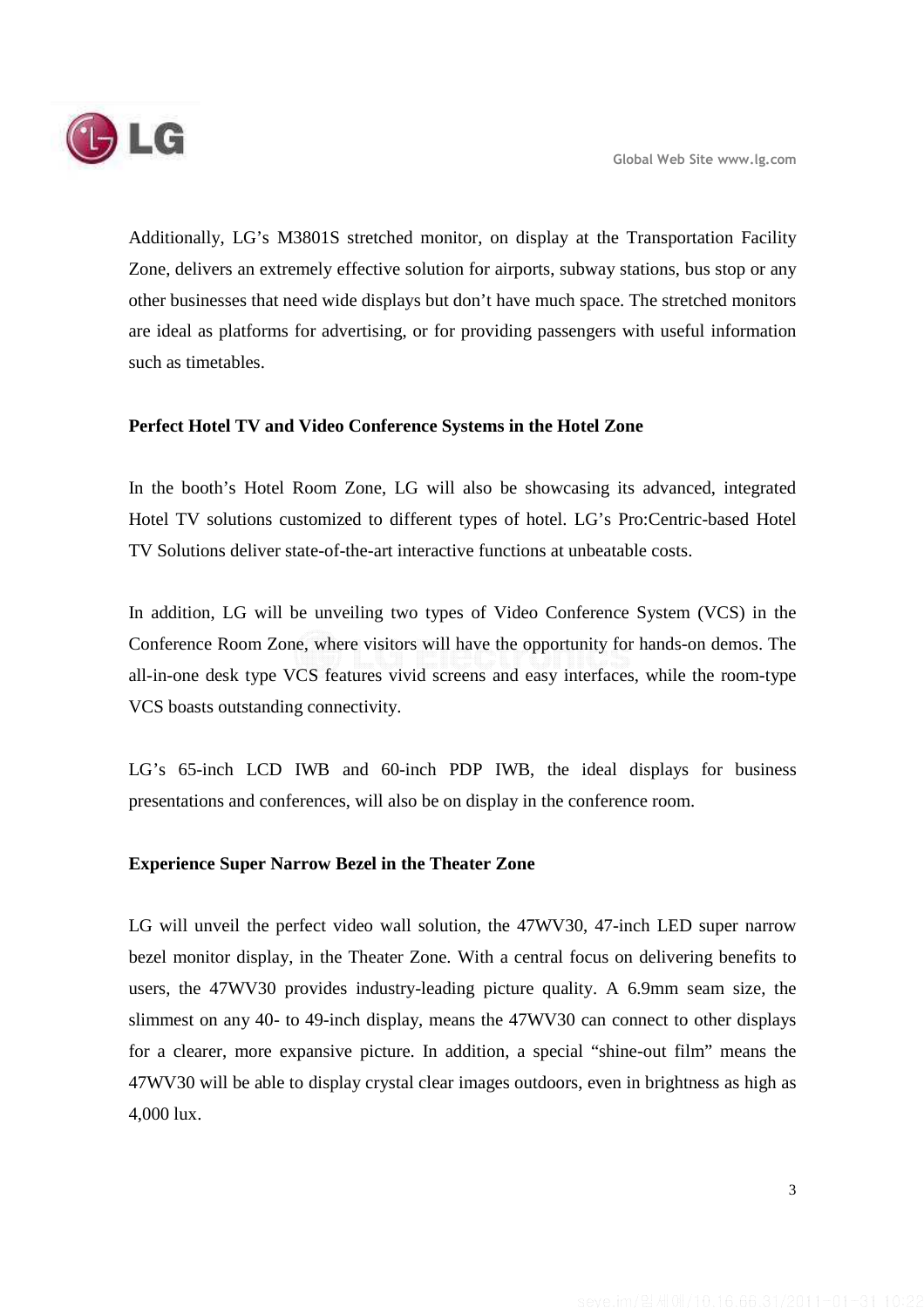Additionally, LG's M3801S stretched monitor, on display at the Transportation Facility Zone, delivers an extremely effective solution for airports, subway stations, bus stop or any other businesses that need wide displays but don't have much space. The stretched monitors are ideal as platforms for advertising, or for providing passengers with useful information such as timetables.

**Perfect Hotel TV and Video Conference Systems in the Hotel Zone**

In the booth's Hotel Room Zone, LG will also be showcasing its advanced, integrated Hotel TV solutions customized to different types of hotel. LG's Pro:Centric-based Hotel TV Solutions deliver state-of-the-art interactive functions at unbeatable costs.

In addition, LG will be unveiling two types of Video Conference System (VCS) in the Conference Room Zone, where visitors will have the opportunity for hands-on demos. The all-in-one desk type VCS features vivid screens and easy interfaces, while the room-type VCS boasts outstanding connectivity.

LG's 65-inch LCD IWB and 60-inch PDP IWB, the ideal displays for business presentations and conferences, will also be on display in the conference room.

**Experience Super Narrow Bezel in the Theater Zone**

LG will unveil the perfect video wall solution, the 47WV30, 47-inch LED super narrow bezel monitor display, in the Theater Zone. With a central focus on delivering benefits to users, the 47WV30 provides industry-leading picture quality. A 6.9mm seam size, the slimmest on any 40- to 49-inch display, means the 47WV30 can connect to other displays for a clearer, more expansive picture. In addition, a special "shine-out film" means the 47WV30 will be able to display crystal clear images outdoors, even in brightness as high as 4,000 lux.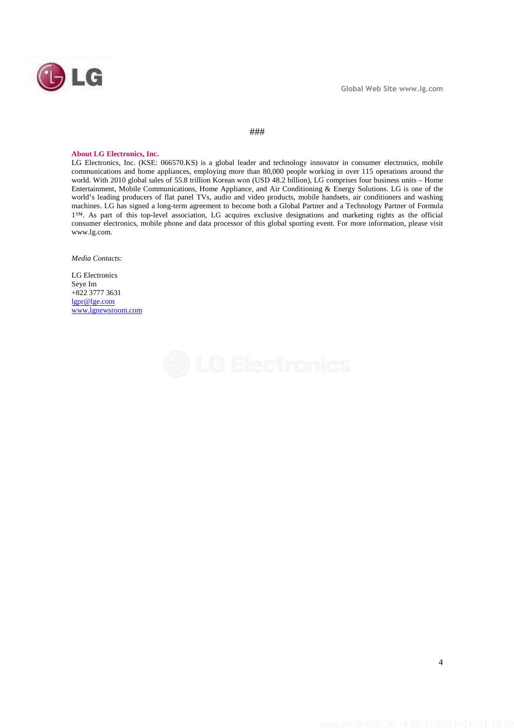###

**About LG Electronics, Inc.**

LG Electronics, Inc. (KSE: 066570.KS) is a global leader and technology innovator in consumer electronics, mobile communications and home appliances, employing more than 80,000 people working in over 115 operations around the world. With 2010 global sales of 55.8 trillion Korean won (USD 48.2 billion), LG comprises four business units – Home Entertainment, Mobile Communications, Home Appliance, and Air Conditioning & Energy Solutions. LG is one of the world's leading producers of flat panel TVs, audio and video products, mobile handsets, air conditioners and washing machines. LG has signed a long-term agreement to become both a Global Partner and a Technology Partner of Formula 1™. As part of this top-level association, LG acquires exclusive designations and marketing rights as the official consumer electronics, mobile phone and data processor of this global sporting event. For more information, please visit www.lg.com.

*Media Contacts:*

LG Electronics
Seye Im
+822 3777 3631
lgpr@lge.com
www.lgnewsroom.com